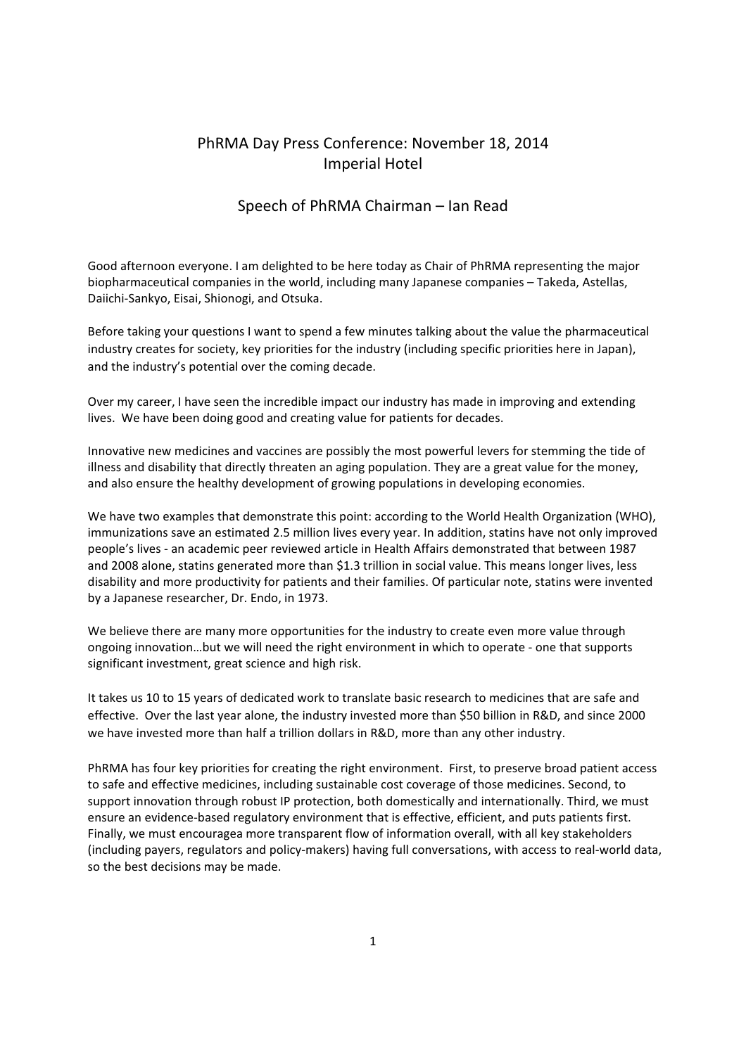# PhRMA Day Press Conference: November 18, 2014
# Imperial Hotel

## Speech of PhRMA Chairman – Ian Read

Good afternoon everyone. I am delighted to be here today as Chair of PhRMA representing the major biopharmaceutical companies in the world, including many Japanese companies – Takeda, Astellas, Daiichi-Sankyo, Eisai, Shionogi, and Otsuka.

Before taking your questions I want to spend a few minutes talking about the value the pharmaceutical industry creates for society, key priorities for the industry (including specific priorities here in Japan), and the industry's potential over the coming decade.

Over my career, I have seen the incredible impact our industry has made in improving and extending lives. We have been doing good and creating value for patients for decades.

Innovative new medicines and vaccines are possibly the most powerful levers for stemming the tide of illness and disability that directly threaten an aging population. They are a great value for the money, and also ensure the healthy development of growing populations in developing economies.

We have two examples that demonstrate this point: according to the World Health Organization (WHO), immunizations save an estimated 2.5 million lives every year. In addition, statins have not only improved people's lives - an academic peer reviewed article in Health Affairs demonstrated that between 1987 and 2008 alone, statins generated more than $1.3 trillion in social value. This means longer lives, less disability and more productivity for patients and their families. Of particular note, statins were invented by a Japanese researcher, Dr. Endo, in 1973.

We believe there are many more opportunities for the industry to create even more value through ongoing innovation…but we will need the right environment in which to operate - one that supports significant investment, great science and high risk.

It takes us 10 to 15 years of dedicated work to translate basic research to medicines that are safe and effective. Over the last year alone, the industry invested more than $50 billion in R&D, and since 2000 we have invested more than half a trillion dollars in R&D, more than any other industry.

PhRMA has four key priorities for creating the right environment. First, to preserve broad patient access to safe and effective medicines, including sustainable cost coverage of those medicines. Second, to support innovation through robust IP protection, both domestically and internationally. Third, we must ensure an evidence-based regulatory environment that is effective, efficient, and puts patients first. Finally, we must encouragea more transparent flow of information overall, with all key stakeholders (including payers, regulators and policy-makers) having full conversations, with access to real-world data, so the best decisions may be made.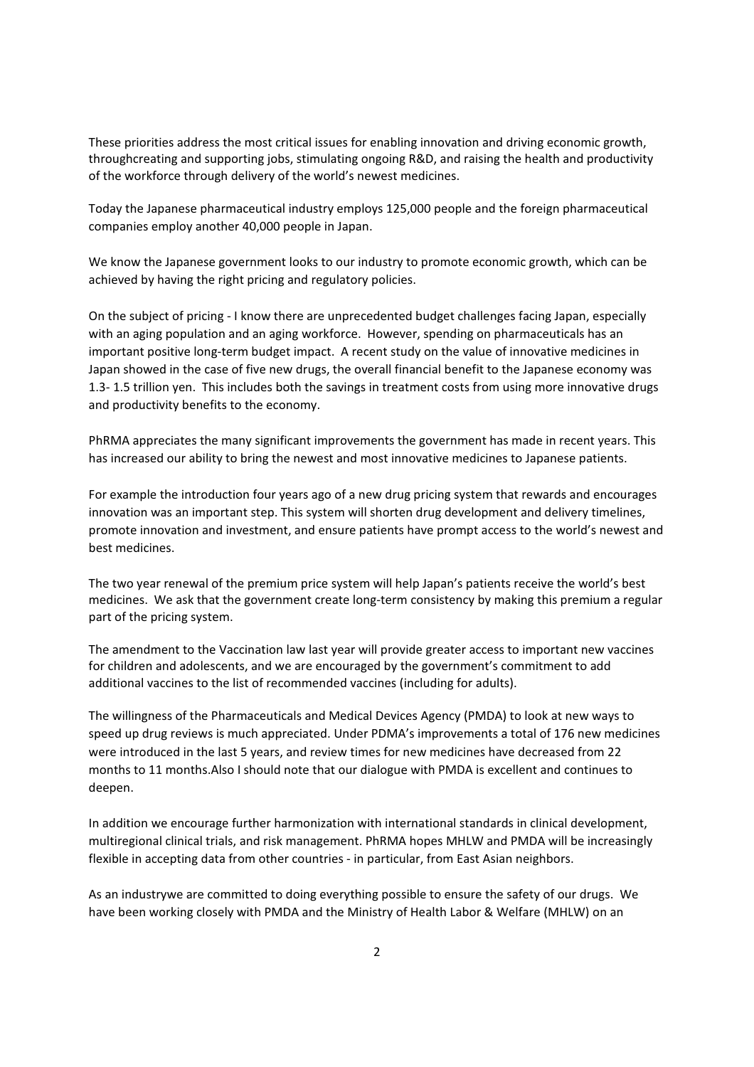These priorities address the most critical issues for enabling innovation and driving economic growth, throughcreating and supporting jobs, stimulating ongoing R&D, and raising the health and productivity of the workforce through delivery of the world's newest medicines.

Today the Japanese pharmaceutical industry employs 125,000 people and the foreign pharmaceutical companies employ another 40,000 people in Japan.

We know the Japanese government looks to our industry to promote economic growth, which can be achieved by having the right pricing and regulatory policies.

On the subject of pricing - I know there are unprecedented budget challenges facing Japan, especially with an aging population and an aging workforce. However, spending on pharmaceuticals has an important positive long-term budget impact. A recent study on the value of innovative medicines in Japan showed in the case of five new drugs, the overall financial benefit to the Japanese economy was 1.3- 1.5 trillion yen. This includes both the savings in treatment costs from using more innovative drugs and productivity benefits to the economy.

PhRMA appreciates the many significant improvements the government has made in recent years. This has increased our ability to bring the newest and most innovative medicines to Japanese patients.

For example the introduction four years ago of a new drug pricing system that rewards and encourages innovation was an important step. This system will shorten drug development and delivery timelines, promote innovation and investment, and ensure patients have prompt access to the world's newest and best medicines.

The two year renewal of the premium price system will help Japan's patients receive the world's best medicines. We ask that the government create long-term consistency by making this premium a regular part of the pricing system.

The amendment to the Vaccination law last year will provide greater access to important new vaccines for children and adolescents, and we are encouraged by the government's commitment to add additional vaccines to the list of recommended vaccines (including for adults).

The willingness of the Pharmaceuticals and Medical Devices Agency (PMDA) to look at new ways to speed up drug reviews is much appreciated. Under PDMA's improvements a total of 176 new medicines were introduced in the last 5 years, and review times for new medicines have decreased from 22 months to 11 months.Also I should note that our dialogue with PMDA is excellent and continues to deepen.

In addition we encourage further harmonization with international standards in clinical development, multiregional clinical trials, and risk management. PhRMA hopes MHLW and PMDA will be increasingly flexible in accepting data from other countries - in particular, from East Asian neighbors.

As an industrywe are committed to doing everything possible to ensure the safety of our drugs. We have been working closely with PMDA and the Ministry of Health Labor & Welfare (MHLW) on an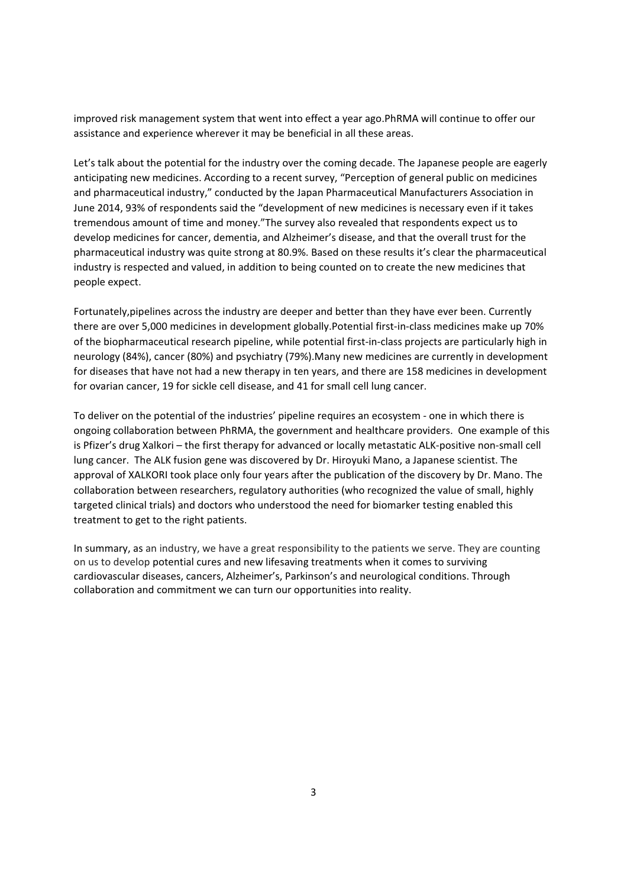improved risk management system that went into effect a year ago.PhRMA will continue to offer our assistance and experience wherever it may be beneficial in all these areas.

Let's talk about the potential for the industry over the coming decade. The Japanese people are eagerly anticipating new medicines. According to a recent survey, "Perception of general public on medicines and pharmaceutical industry," conducted by the Japan Pharmaceutical Manufacturers Association in June 2014, 93% of respondents said the "development of new medicines is necessary even if it takes tremendous amount of time and money."The survey also revealed that respondents expect us to develop medicines for cancer, dementia, and Alzheimer's disease, and that the overall trust for the pharmaceutical industry was quite strong at 80.9%. Based on these results it's clear the pharmaceutical industry is respected and valued, in addition to being counted on to create the new medicines that people expect.

Fortunately,pipelines across the industry are deeper and better than they have ever been. Currently there are over 5,000 medicines in development globally.Potential first-in-class medicines make up 70% of the biopharmaceutical research pipeline, while potential first-in-class projects are particularly high in neurology (84%), cancer (80%) and psychiatry (79%).Many new medicines are currently in development for diseases that have not had a new therapy in ten years, and there are 158 medicines in development for ovarian cancer, 19 for sickle cell disease, and 41 for small cell lung cancer.

To deliver on the potential of the industries' pipeline requires an ecosystem - one in which there is ongoing collaboration between PhRMA, the government and healthcare providers. One example of this is Pfizer's drug Xalkori – the first therapy for advanced or locally metastatic ALK-positive non-small cell lung cancer. The ALK fusion gene was discovered by Dr. Hiroyuki Mano, a Japanese scientist. The approval of XALKORI took place only four years after the publication of the discovery by Dr. Mano. The collaboration between researchers, regulatory authorities (who recognized the value of small, highly targeted clinical trials) and doctors who understood the need for biomarker testing enabled this treatment to get to the right patients.

In summary, as an industry, we have a great responsibility to the patients we serve. They are counting on us to develop potential cures and new lifesaving treatments when it comes to surviving cardiovascular diseases, cancers, Alzheimer's, Parkinson's and neurological conditions. Through collaboration and commitment we can turn our opportunities into reality.